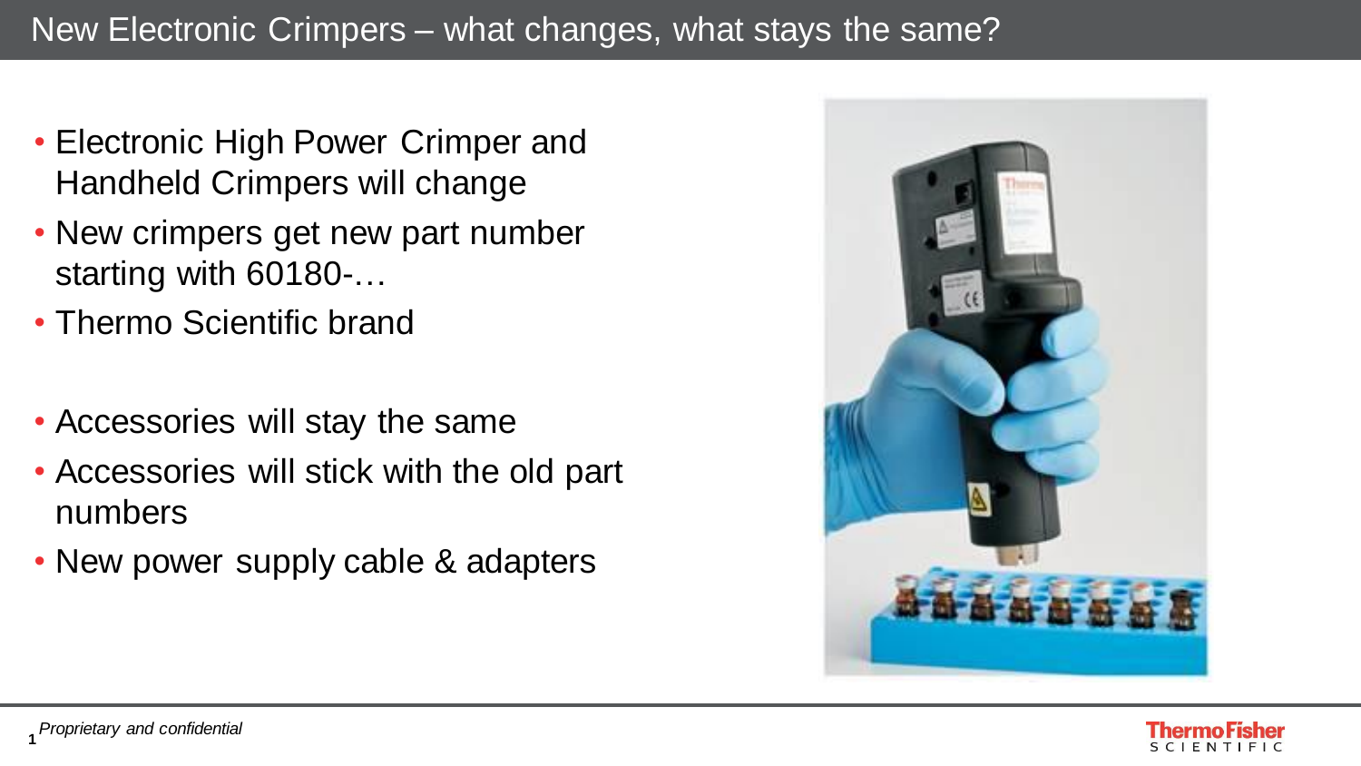# New Electronic Crimpers – what changes, what stays the same?

- Electronic High Power Crimper and Handheld Crimpers will change
- New crimpers get new part number starting with 60180-…
- Thermo Scientific brand

- Accessories will stay the same
- Accessories will stick with the old part numbers
- New power supply cable & adapters

*Proprietary and confidential*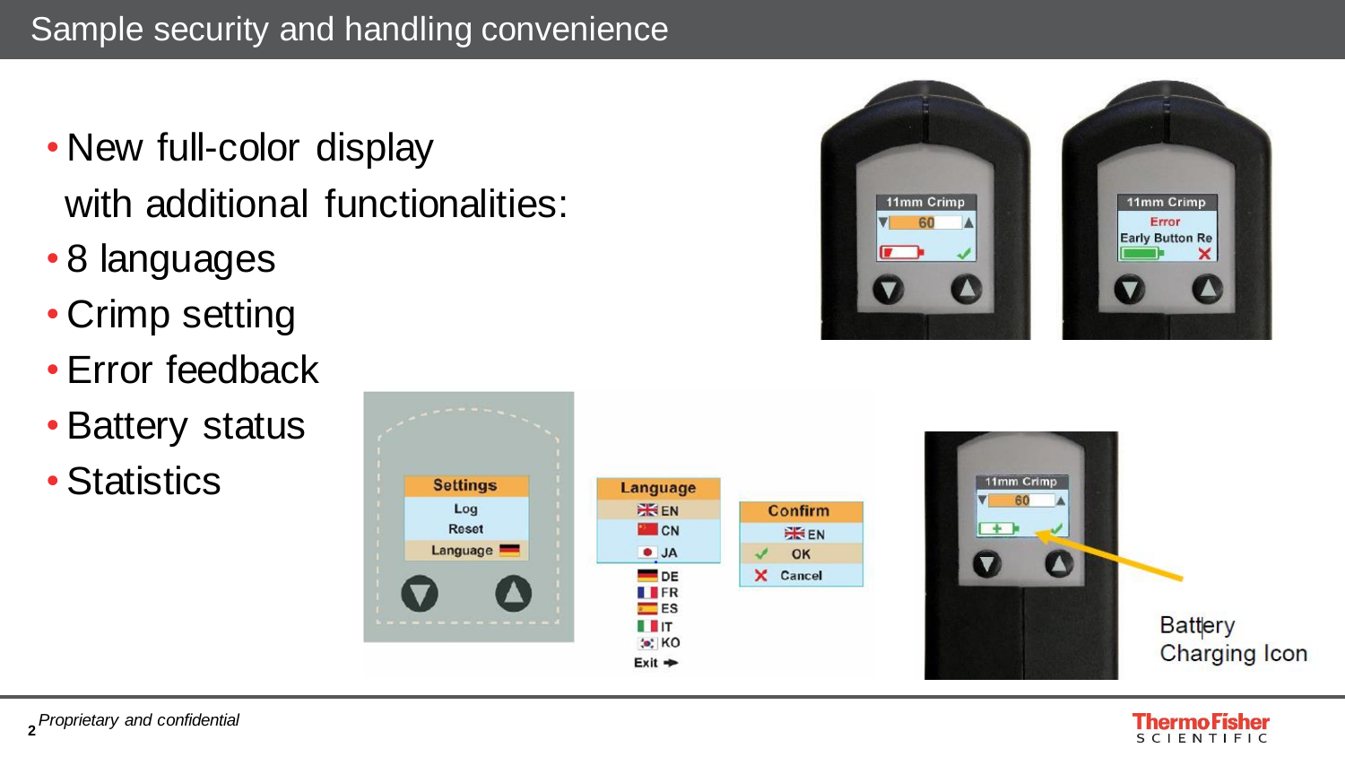# Sample security and handling convenience

- New full-color display with additional functionalities:
- 8 languages
- Crimp setting
- Error feedback
- Battery status
- Statistics

Battery Charging Icon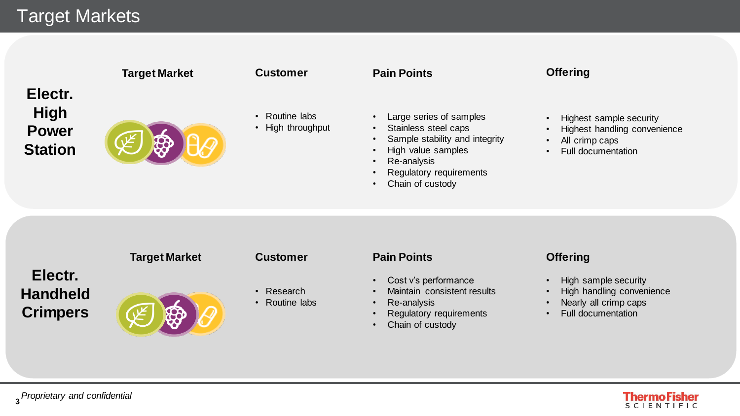# Target Markets

## Electr. High Power Station

| Target Market | Customer | Pain Points | Offering |
|---|---|---|---|
| | • Routine labs<br>• High throughput | • Large series of samples<br>• Stainless steel caps<br>• Sample stability and integrity<br>• High value samples<br>• Re-analysis<br>• Regulatory requirements<br>• Chain of custody | • Highest sample security<br>• Highest handling convenience<br>• All crimp caps<br>• Full documentation |

## Electr. Handheld Crimpers

| Target Market | Customer | Pain Points | Offering |
|---|---|---|---|
| | • Research<br>• Routine labs | • Cost v's performance<br>• Maintain consistent results<br>• Re-analysis<br>• Regulatory requirements<br>• Chain of custody | • High sample security<br>• High handling convenience<br>• Nearly all crimp caps<br>• Full documentation |

*Proprietary and confidential*

ThermoFisher SCIENTIFIC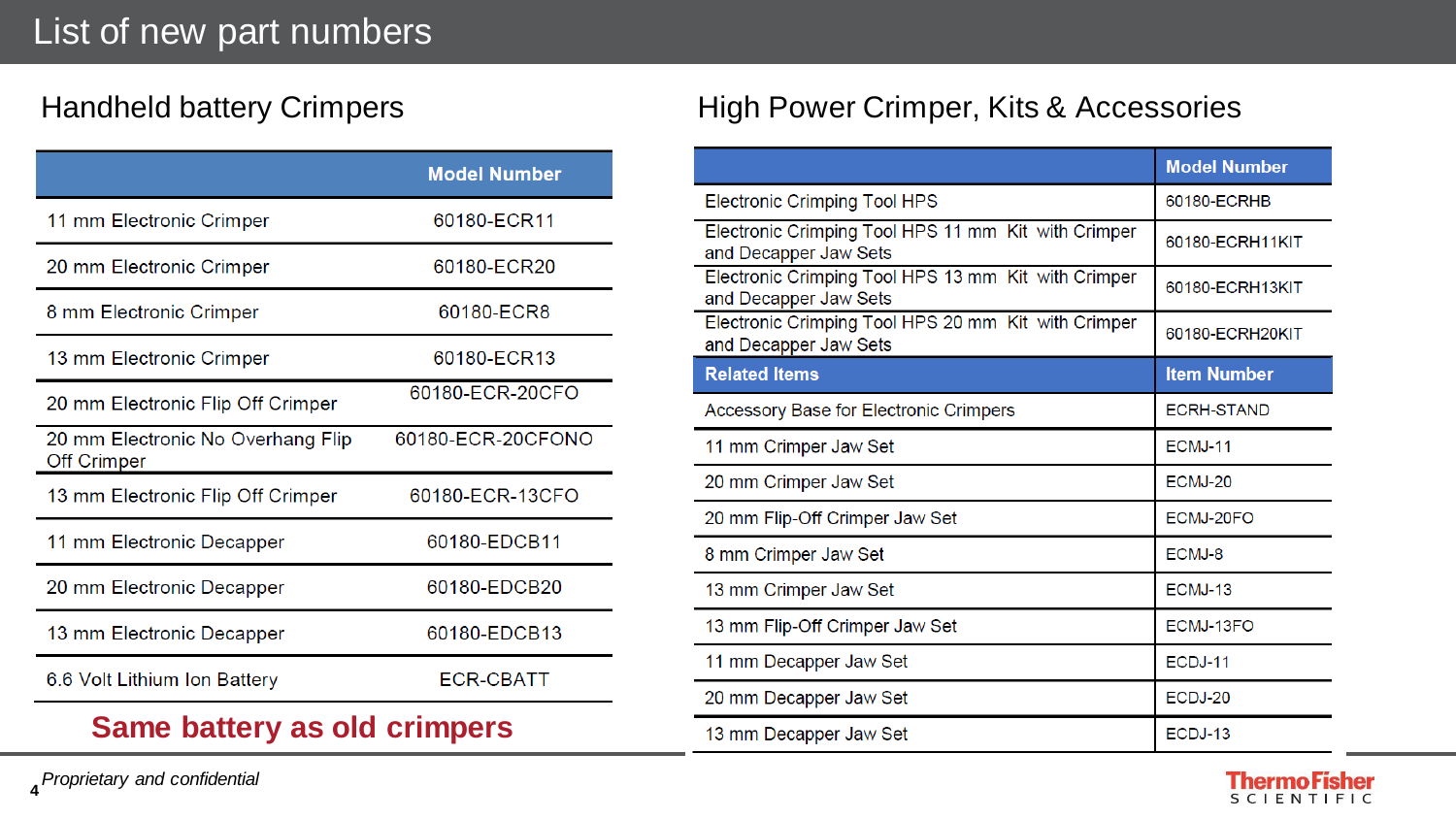# List of new part numbers

## Handheld battery Crimpers

| | Model Number |
|---|---|
| 11 mm Electronic Crimper | 60180-ECR11 |
| 20 mm Electronic Crimper | 60180-ECR20 |
| 8 mm Electronic Crimper | 60180-ECR8 |
| 13 mm Electronic Crimper | 60180-ECR13 |
| 20 mm Electronic Flip Off Crimper | 60180-ECR-20CFO |
| 20 mm Electronic No Overhang Flip Off Crimper | 60180-ECR-20CFONO |
| 13 mm Electronic Flip Off Crimper | 60180-ECR-13CFO |
| 11 mm Electronic Decapper | 60180-EDCB11 |
| 20 mm Electronic Decapper | 60180-EDCB20 |
| 13 mm Electronic Decapper | 60180-EDCB13 |
| 6.6 Volt Lithium Ion Battery | ECR-CBATT |

**Same battery as old crimpers**

## High Power Crimper, Kits & Accessories

| | Model Number |
|---|---|
| Electronic Crimping Tool HPS | 60180-ECRHB |
| Electronic Crimping Tool HPS 11 mm Kit with Crimper and Decapper Jaw Sets | 60180-ECRH11KIT |
| Electronic Crimping Tool HPS 13 mm Kit with Crimper and Decapper Jaw Sets | 60180-ECRH13KIT |
| Electronic Crimping Tool HPS 20 mm Kit with Crimper and Decapper Jaw Sets | 60180-ECRH20KIT |
| **Related Items** | **Item Number** |
| Accessory Base for Electronic Crimpers | ECRH-STAND |
| 11 mm Crimper Jaw Set | ECMJ-11 |
| 20 mm Crimper Jaw Set | ECMJ-20 |
| 20 mm Flip-Off Crimper Jaw Set | ECMJ-20FO |
| 8 mm Crimper Jaw Set | ECMJ-8 |
| 13 mm Crimper Jaw Set | ECMJ-13 |
| 13 mm Flip-Off Crimper Jaw Set | ECMJ-13FO |
| 11 mm Decapper Jaw Set | ECDJ-11 |
| 20 mm Decapper Jaw Set | ECDJ-20 |
| 13 mm Decapper Jaw Set | ECDJ-13 |

*Proprietary and confidential*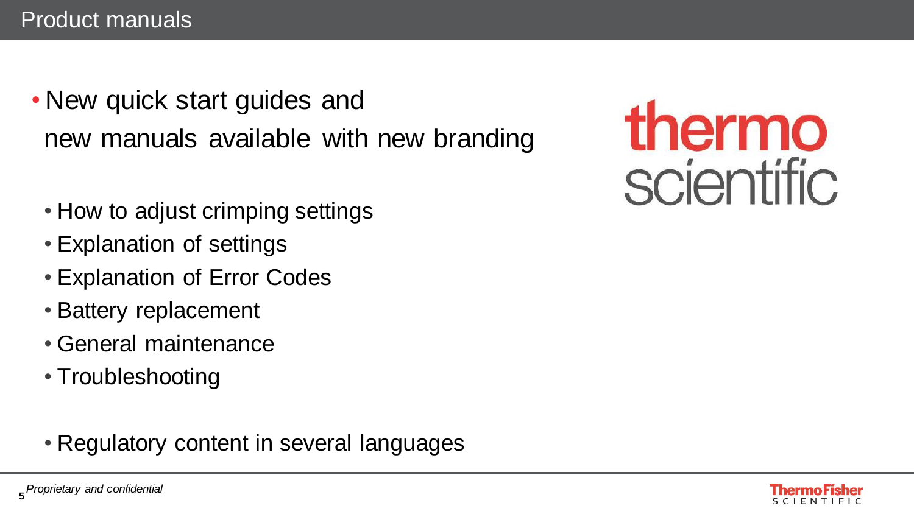# Product manuals

- New quick start guides and new manuals available with new branding
  - How to adjust crimping settings
  - Explanation of settings
  - Explanation of Error Codes
  - Battery replacement
  - General maintenance
  - Troubleshooting
  - Regulatory content in several languages

thermo scientific

*Proprietary and confidential*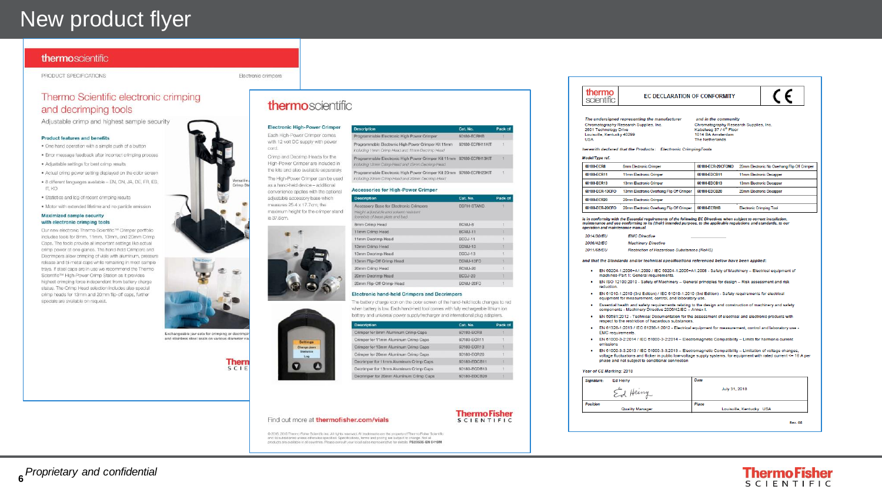# New product flyer

**thermoscientific**

PRODUCT SPECIFICATIONS

Electronic crimpers

## Thermo Scientific electronic crimping and decrimping tools

Adjustable crimp and highest sample security

### Product features and benefits

- One hand operation with a simple push of a button
- Error message feedback after incorrect crimping process
- Adjustable settings for best crimp results
- Actual crimp power setting displayed on the color screen
- 8 different languages available – EN, CN, JA, DE, FR, ES, IT, KO
- Statistics and log of recent crimping results
- Motor with extended lifetime and no particle emission

### Maximized sample security with electronic crimping tools

Our new electronic Thermo Scientific™ Crimper portfolio includes tools for 8mm, 11mm, 13mm, and 20mm Crimp Caps. The tools provide all important settings like actual crimp power at one glance. The hand-held Crimpers and Decrimpers allow crimping of vials with aluminum, pressure release and bi-metal caps while remaining in most sample trays. If steel caps are in use we recommend the Thermo Scientific™ High-Power Crimp Station as it provides highest crimping force independent from battery charge status. The Crimp Head selection includes also special crimp heads for 13mm and 20mm flip-off caps, further specials are available on request.

Exchangeable jaw sets for crimping or decrimping and stainless steel seals on various diameter vials

**thermoscientific**

### Electronic High-Power Crimper

Each High-Power Crimper comes with 12 volt DC supply with power cord.

Crimp and Decrimp Heads for the High-Power Crimper are included in the kits and also available separately.

The High-Power Crimper can be used as a hand-held device – additional convenience applies with the optional adjustable accessory base which measures 25.4 x 17.7cm; the maximum height for the crimper stand is 37.6cm.

| Description | Cat. No. | Pack of |
|---|---|---|
| Programmable Electronic High Power Crimper | 60180-ECRHB | 1 |
| Programmable Electronic High Power Crimper Kit 11mm *including 11mm Crimp Head and 11mm Decrimp Head* | 60180-ECRH11KIT | 1 |
| Programmable Electronic High Power Crimper Kit 13mm *including 13mm Crimp Head and 13mm Decrimp Head* | 60180-ECRH13KIT | 1 |
| Programmable Electronic High Power Crimper Kit 20mm *including 20mm Crimp Head and 20mm Decrimp Head* | 60180-ECRH20KIT | 1 |

### Accessories for High-Power Crimper

| Description | Cat. No. | Pack of |
|---|---|---|
| Accessory Base for Electronic Crimpers *Height adjustable and solvent resistant Consists of base plate and bed* | ECRH-STAND | 1 |
| 8mm Crimp Head | ECMJ-8 | 1 |
| 11mm Crimp Head | ECMJ-11 | 1 |
| 11mm Decrimp Head | ECDJ-11 | 1 |
| 13mm Crimp Head | ECMJ-13 | 1 |
| 13mm Decrimp Head | ECDJ-13 | 1 |
| 13mm Flip-Off Crimp Head | ECMJ-13FO | 1 |
| 20mm Crimp Head | ECMJ-20 | 1 |
| 20mm Decrimp Head | ECDJ-20 | 1 |
| 20mm Flip-Off Crimp Head | ECMJ-20FO | 1 |

### Electronic hand-held Crimpers and Decrimpers

The battery charge icon on the color screen of the hand-held tools changes to red when battery is low. Each hand-held tool comes with fully rechargeable lithium ion battery and universal power supply/recharger and international plug adapters.

| Description | Cat. No. | Pack of |
|---|---|---|
| Crimper for 8mm Aluminum Crimp Caps | 60180-ECR8 | 1 |
| Crimper for 11mm Aluminum Crimp Caps | 60180-ECR11 | 1 |
| Crimper for 13mm Aluminum Crimp Caps | 60180-ECR13 | 1 |
| Crimper for 20mm Aluminum Crimp Caps | 60180-ECR20 | 1 |
| Decrimper for 11mm Aluminum Crimp Caps | 60180-EDCB11 | 1 |
| Decrimper for 13mm Aluminum Crimp Caps | 60180-EDCB13 | 1 |
| Decrimper for 20mm Aluminum Crimp Caps | 60180-EDCB20 | 1 |

Find out more at **thermofisher.com/vials**

© 2018 Thermo Fisher Scientific Inc. All rights reserved. All trademarks are the property of Thermo Fisher Scientific and its subsidiaries unless otherwise specified. Specifications, terms and pricing are subject to change. Not all products are available in all countries. Please consult your local sales representative for details. PS20636-EN 0418M

**ThermoFisher SCIENTIFIC**

---

**thermo scientific** — EC DECLARATION OF CONFORMITY — CE

*The undersigned representing the manufacturer*
Chromatography Research Supplies, Inc.
2601 Technology Drive
Louisville, Kentucky 40299
USA

*and in the community*
Chromatography Research Supplies, Inc.
Kabelweg 37 / 4th Floor
1014 BA Amsterdam
The Netherlands

*herewith declared that the Products:* **Electronic Crimping Tools**

*Model/Type ref.*

| | | | |
|---|---|---|---|
| 60180-ECR8 | 8mm Electronic Crimper | 60180-ECR-20CFONO | 20mm Electronic No Overhang Flip Off Crimper |
| 60180-ECR11 | 11mm Electronic Crimper | 60180-EDCB11 | 11mm Electronic Decapper |
| 60180-ECR13 | 13mm Electronic Crimper | 60180-EDCB13 | 13mm Electronic Decapper |
| 60180-ECR-13CFO | 13mm Electronic Overhang Flip Off Crimper | 60180-EDCB20 | 20mm Electronic Decapper |
| 60180-ECR20 | 20mm Electronic Crimper | | |
| 60180-ECR-20CFO | 20mm Electronic Overhang Flip Off Crimper | 60180-ECRHB | Electronic Crimping Tool |

*is in conformity with the Essential requirements of the following EC Directives when subject to correct installation, maintenance and use conforming to its (their) intended purpose, to the applicable regulations and standards, to our operation and maintenance manual.*

| | |
|---|---|
| 2014/30/EU | EMC Directive |
| 2006/42/EC | Machinery Directive |
| 2011/65/EU | Restriction of Hazardous Substances (RoHS) |

*and that the Standards and/or technical specifications referenced below have been applied:*

- EN 60204-1:2006+A1:2009 / IEC 60204-1:2006+A1:2008 - Safety of Machinery – Electrical equipment of machines-Part 1: General requirements.
- EN ISO 12100:2010 - Safety of Machinery – General principles for design – Risk assessment and risk reduction.
- EN 61010-1:2010 (3rd Edition) / IEC 61010-1:2010 (3rd Edition) - Safety requirements for electrical equipment for measurement, control, and laboratory use.
- Essential health and safety requirements relating to the design and construction of machinery and safety components - Machinery Directive 2006/42/EC – Annex I.
- EN 50581:2012 - Technical Documentation for the assessment of electrical and electronic products with respect to the restriction of hazardous substances.
- EN 61326-1:2013 / IEC 61326-1:2012 - Electrical equipment for measurement, control and laboratory use - EMC requirements.
- EN 61000-3-2:2014 / IEC 61000-3-2:2014 – Electromagnetic Compatibility – Limits for harmonic current emissions
- EN 61000-3-3:2013 / IEC 61000-3-3:2013 – Electromagnetic Compatibility – Limitation of voltage changes, voltage fluctuations and flicker in public low-voltage supply systems, for equipment with rated current <= 16 A per phase and not subject to conditional connection

*Year of CE Marking:* 2018

| | |
|---|---|
| Signature: Ed Heiny | Date: July 31, 2018 |
| Position: Quality Manager | Place: Louisville, Kentucky USA |

Rev. 08

*Proprietary and confidential*